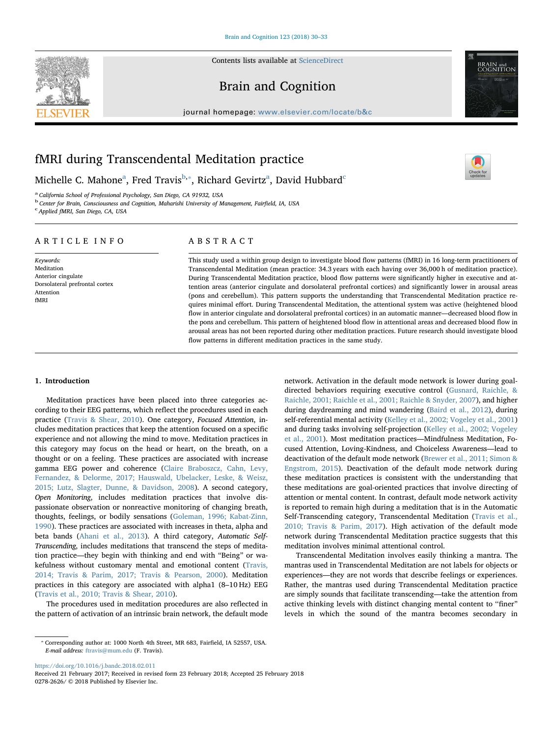# fMRI during Transcendental Meditation practice

Michelle C. Mahone[a], Fred Travis[b,*], Richard Gevirtz[a], David Hubbard[c]

[a] California School of Professional Psychology, San Diego, CA 92932, USA
[b] Center for Brain, Consciousness and Cognition, Maharishi University of Management, Fairfield, IA, USA
[c] Applied fMRI, San Diego, CA, USA

## ARTICLE INFO

*Keywords:*
Meditation
Anterior cingulate
Dorsolateral prefrontal cortex
Attention
fMRI

## ABSTRACT

This study used a within group design to investigate blood flow patterns (fMRI) in 16 long-term practitioners of Transcendental Meditation (mean practice: 34.3 years with each having over 36,000 h of meditation practice). During Transcendental Meditation practice, blood flow patterns were significantly higher in executive and attention areas (anterior cingulate and dorsolateral prefrontal cortices) and significantly lower in arousal areas (pons and cerebellum). This pattern supports the understanding that Transcendental Meditation practice requires minimal effort. During Transcendental Meditation, the attentional system was active (heightened blood flow in anterior cingulate and dorsolateral prefrontal cortices) in an automatic manner—decreased blood flow in the pons and cerebellum. This pattern of heightened blood flow in attentional areas and decreased blood flow in arousal areas has not been reported during other meditation practices. Future research should investigate blood flow patterns in different meditation practices in the same study.

## 1. Introduction

Meditation practices have been placed into three categories according to their EEG patterns, which reflect the procedures used in each practice (Travis & Shear, 2010). One category, *Focused Attention*, includes meditation practices that keep the attention focused on a specific experience and not allowing the mind to move. Meditation practices in this category may focus on the head or heart, on the breath, on a thought or on a feeling. These practices are associated with increase gamma EEG power and coherence (Claire Braboszcz, Cahn, Levy, Fernandez, & Delorme, 2017; Hauswald, Ubelacker, Leske, & Weisz, 2015; Lutz, Slagter, Dunne, & Davidson, 2008). A second category, *Open Monitoring*, includes meditation practices that involve dispassionate observation or nonreactive monitoring of changing breath, thoughts, feelings, or bodily sensations (Goleman, 1996; Kabat-Zinn, 1990). These practices are associated with increases in theta, alpha and beta bands (Ahani et al., 2013). A third category, *Automatic Self-Transcending*, includes meditations that transcend the steps of meditation practice—they begin with thinking and end with "Being" or wakefulness without customary mental and emotional content (Travis, 2014; Travis & Parim, 2017; Travis & Pearson, 2000). Meditation practices in this category are associated with alpha1 (8–10 Hz) EEG (Travis et al., 2010; Travis & Shear, 2010).

The procedures used in meditation procedures are also reflected in the pattern of activation of an intrinsic brain network, the default mode network. Activation in the default mode network is lower during goal-directed behaviors requiring executive control (Gusnard, Raichle, & Raichle, 2001; Raichle et al., 2001; Raichle & Snyder, 2007), and higher during daydreaming and mind wandering (Baird et al., 2012), during self-referential mental activity (Kelley et al., 2002; Vogeley et al., 2001) and during tasks involving self-projection (Kelley et al., 2002; Vogeley et al., 2001). Most meditation practices—Mindfulness Meditation, Focused Attention, Loving-Kindness, and Choiceless Awareness—lead to deactivation of the default mode network (Brewer et al., 2011; Simon & Engstrom, 2015). Deactivation of the default mode network during these meditation practices is consistent with the understanding that these meditations are goal-oriented practices that involve directing of attention or mental content. In contrast, default mode network activity is reported to remain high during a meditation that is in the Automatic Self-Transcending category, Transcendental Meditation (Travis et al., 2010; Travis & Parim, 2017). High activation of the default mode network during Transcendental Meditation practice suggests that this meditation involves minimal attentional control.

Transcendental Meditation involves easily thinking a mantra. The mantras used in Transcendental Meditation are not labels for objects or experiences—they are not words that describe feelings or experiences. Rather, the mantras used during Transcendental Meditation practice are simply sounds that facilitate transcending—take the attention from active thinking levels with distinct changing mental content to "finer" levels in which the sound of the mantra becomes secondary in

* Corresponding author at: 1000 North 4th Street, MR 683, Fairfield, IA 52557, USA.
*E-mail address:* ftravis@mum.edu (F. Travis).

https://doi.org/10.1016/j.bandc.2018.02.011
Received 21 February 2017; Received in revised form 23 February 2018; Accepted 25 February 2018
0278-2626/ © 2018 Published by Elsevier Inc.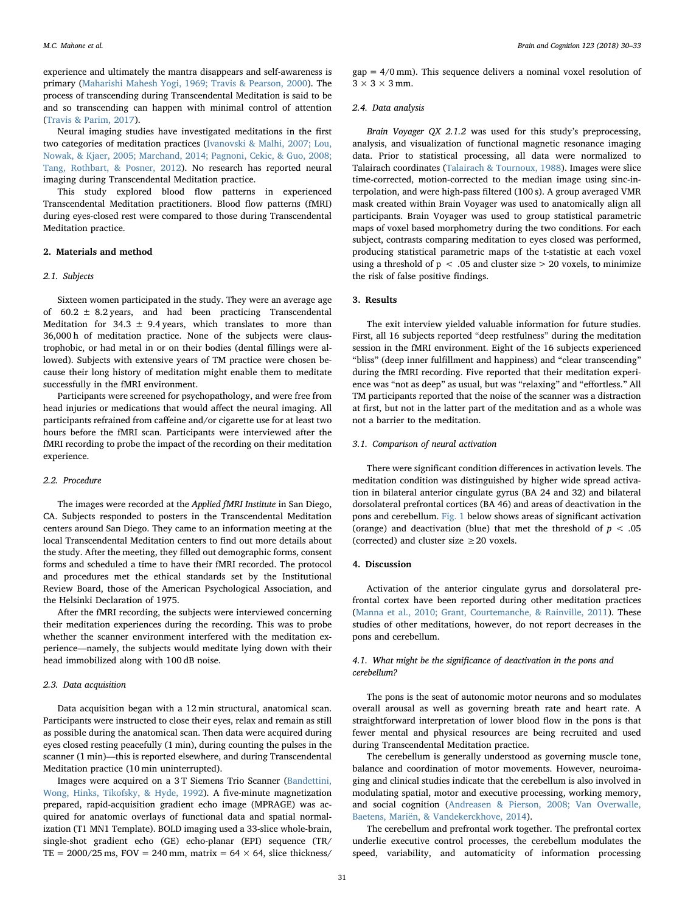experience and ultimately the mantra disappears and self-awareness is primary (Maharishi Mahesh Yogi, 1969; Travis & Pearson, 2000). The process of transcending during Transcendental Meditation is said to be and so transcending can happen with minimal control of attention (Travis & Parim, 2017).

Neural imaging studies have investigated meditations in the first two categories of meditation practices (Ivanovski & Malhi, 2007; Lou, Nowak, & Kjaer, 2005; Marchand, 2014; Pagnoni, Cekic, & Guo, 2008; Tang, Rothbart, & Posner, 2012). No research has reported neural imaging during Transcendental Meditation practice.

This study explored blood flow patterns in experienced Transcendental Meditation practitioners. Blood flow patterns (fMRI) during eyes-closed rest were compared to those during Transcendental Meditation practice.

## 2. Materials and method

### 2.1. Subjects

Sixteen women participated in the study. They were an average age of $60.2 \pm 8.2$ years, and had been practicing Transcendental Meditation for $34.3 \pm 9.4$ years, which translates to more than 36,000 h of meditation practice. None of the subjects were claustrophobic, or had metal in or on their bodies (dental fillings were allowed). Subjects with extensive years of TM practice were chosen because their long history of meditation might enable them to meditate successfully in the fMRI environment.

Participants were screened for psychopathology, and were free from head injuries or medications that would affect the neural imaging. All participants refrained from caffeine and/or cigarette use for at least two hours before the fMRI scan. Participants were interviewed after the fMRI recording to probe the impact of the recording on their meditation experience.

### 2.2. Procedure

The images were recorded at the *Applied fMRI Institute* in San Diego, CA. Subjects responded to posters in the Transcendental Meditation centers around San Diego. They came to an information meeting at the local Transcendental Meditation centers to find out more details about the study. After the meeting, they filled out demographic forms, consent forms and scheduled a time to have their fMRI recorded. The protocol and procedures met the ethical standards set by the Institutional Review Board, those of the American Psychological Association, and the Helsinki Declaration of 1975.

After the fMRI recording, the subjects were interviewed concerning their meditation experiences during the recording. This was to probe whether the scanner environment interfered with the meditation experience—namely, the subjects would meditate lying down with their head immobilized along with 100 dB noise.

### 2.3. Data acquisition

Data acquisition began with a 12 min structural, anatomical scan. Participants were instructed to close their eyes, relax and remain as still as possible during the anatomical scan. Then data were acquired during eyes closed resting peacefully (1 min), during counting the pulses in the scanner (1 min)—this is reported elsewhere, and during Transcendental Meditation practice (10 min uninterrupted).

Images were acquired on a 3 T Siemens Trio Scanner (Bandettini, Wong, Hinks, Tikofsky, & Hyde, 1992). A five-minute magnetization prepared, rapid-acquisition gradient echo image (MPRAGE) was acquired for anatomic overlays of functional data and spatial normalization (T1 MN1 Template). BOLD imaging used a 33-slice whole-brain, single-shot gradient echo (GE) echo-planar (EPI) sequence (TR/TE = 2000/25 ms, FOV = 240 mm, matrix = $64 \times 64$, slice thickness/gap = 4/0 mm). This sequence delivers a nominal voxel resolution of $3 \times 3 \times 3$ mm.

### 2.4. Data analysis

*Brain Voyager QX 2.1.2* was used for this study's preprocessing, analysis, and visualization of functional magnetic resonance imaging data. Prior to statistical processing, all data were normalized to Talairach coordinates (Talairach & Tournoux, 1988). Images were slice time-corrected, motion-corrected to the median image using sinc-interpolation, and were high-pass filtered (100 s). A group averaged VMR mask created within Brain Voyager was used to anatomically align all participants. Brain Voyager was used to group statistical parametric maps of voxel based morphometry during the two conditions. For each subject, contrasts comparing meditation to eyes closed was performed, producing statistical parametric maps of the t-statistic at each voxel using a threshold of $p < .05$ and cluster size > 20 voxels, to minimize the risk of false positive findings.

## 3. Results

The exit interview yielded valuable information for future studies. First, all 16 subjects reported "deep restfulness" during the meditation session in the fMRI environment. Eight of the 16 subjects experienced "bliss" (deep inner fulfillment and happiness) and "clear transcending" during the fMRI recording. Five reported that their meditation experience was "not as deep" as usual, but was "relaxing" and "effortless." All TM participants reported that the noise of the scanner was a distraction at first, but not in the latter part of the meditation and as a whole was not a barrier to the meditation.

### 3.1. Comparison of neural activation

There were significant condition differences in activation levels. The meditation condition was distinguished by higher wide spread activation in bilateral anterior cingulate gyrus (BA 24 and 32) and bilateral dorsolateral prefrontal cortices (BA 46) and areas of deactivation in the pons and cerebellum. Fig. 1 below shows areas of significant activation (orange) and deactivation (blue) that met the threshold of $p < .05$ (corrected) and cluster size $\geq 20$ voxels.

## 4. Discussion

Activation of the anterior cingulate gyrus and dorsolateral prefrontal cortex have been reported during other meditation practices (Manna et al., 2010; Grant, Courtemanche, & Rainville, 2011). These studies of other meditations, however, do not report decreases in the pons and cerebellum.

### 4.1. What might be the significance of deactivation in the pons and cerebellum?

The pons is the seat of autonomic motor neurons and so modulates overall arousal as well as governing breath rate and heart rate. A straightforward interpretation of lower blood flow in the pons is that fewer mental and physical resources are being recruited and used during Transcendental Meditation practice.

The cerebellum is generally understood as governing muscle tone, balance and coordination of motor movements. However, neuroimaging and clinical studies indicate that the cerebellum is also involved in modulating spatial, motor and executive processing, working memory, and social cognition (Andreasen & Pierson, 2008; Van Overwalle, Baetens, Mariën, & Vandekerckhove, 2014).

The cerebellum and prefrontal work together. The prefrontal cortex underlie executive control processes, the cerebellum modulates the speed, variability, and automaticity of information processing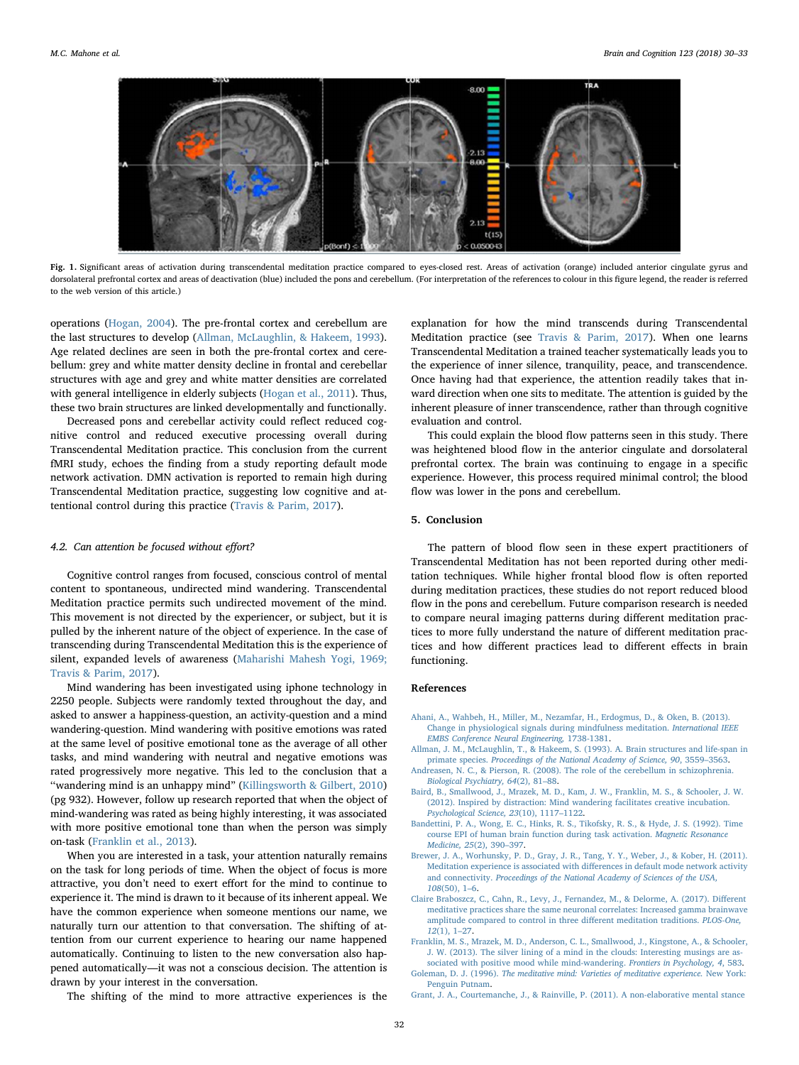SAG COR TRA

-8.00

-2.13

8.00

2.13

t(15)

p(Bonf) < 1.000

p < 0.050043

**Fig. 1.** Significant areas of activation during transcendental meditation practice compared to eyes-closed rest. Areas of activation (orange) included anterior cingulate gyrus and dorsolateral prefrontal cortex and areas of deactivation (blue) included the pons and cerebellum. (For interpretation of the references to colour in this figure legend, the reader is referred to the web version of this article.)

operations (Hogan, 2004). The pre-frontal cortex and cerebellum are the last structures to develop (Allman, McLaughlin, & Hakeem, 1993). Age related declines are seen in both the pre-frontal cortex and cerebellum: grey and white matter density decline in frontal and cerebellar structures with age and grey and white matter densities are correlated with general intelligence in elderly subjects (Hogan et al., 2011). Thus, these two brain structures are linked developmentally and functionally.

Decreased pons and cerebellar activity could reflect reduced cognitive control and reduced executive processing overall during Transcendental Meditation practice. This conclusion from the current fMRI study, echoes the finding from a study reporting default mode network activation. DMN activation is reported to remain high during Transcendental Meditation practice, suggesting low cognitive and attentional control during this practice (Travis & Parim, 2017).

### 4.2. Can attention be focused without effort?

Cognitive control ranges from focused, conscious control of mental content to spontaneous, undirected mind wandering. Transcendental Meditation practice permits such undirected movement of the mind. This movement is not directed by the experiencer, or subject, but it is pulled by the inherent nature of the object of experience. In the case of transcending during Transcendental Meditation this is the experience of silent, expanded levels of awareness (Maharishi Mahesh Yogi, 1969; Travis & Parim, 2017).

Mind wandering has been investigated using iphone technology in 2250 people. Subjects were randomly texted throughout the day, and asked to answer a happiness-question, an activity-question and a mind wandering-question. Mind wandering with positive emotions was rated at the same level of positive emotional tone as the average of all other tasks, and mind wandering with neutral and negative emotions was rated progressively more negative. This led to the conclusion that a "wandering mind is an unhappy mind" (Killingsworth & Gilbert, 2010) (pg 932). However, follow up research reported that when the object of mind-wandering was rated as being highly interesting, it was associated with more positive emotional tone than when the person was simply on-task (Franklin et al., 2013).

When you are interested in a task, your attention naturally remains on the task for long periods of time. When the object of focus is more attractive, you don't need to exert effort for the mind to continue to experience it. The mind is drawn to it because of its inherent appeal. We have the common experience when someone mentions our name, we naturally turn our attention to that conversation. The shifting of attention from our current experience to hearing our name happened automatically. Continuing to listen to the new conversation also happened automatically—it was not a conscious decision. The attention is drawn by your interest in the conversation.

The shifting of the mind to more attractive experiences is the explanation for how the mind transcends during Transcendental Meditation practice (see Travis & Parim, 2017). When one learns Transcendental Meditation a trained teacher systematically leads you to the experience of inner silence, tranquility, peace, and transcendence. Once having had that experience, the attention readily takes that inward direction when one sits to meditate. The attention is guided by the inherent pleasure of inner transcendence, rather than through cognitive evaluation and control.

This could explain the blood flow patterns seen in this study. There was heightened blood flow in the anterior cingulate and dorsolateral prefrontal cortex. The brain was continuing to engage in a specific experience. However, this process required minimal control; the blood flow was lower in the pons and cerebellum.

## 5. Conclusion

The pattern of blood flow seen in these expert practitioners of Transcendental Meditation has not been reported during other meditation techniques. While higher frontal blood flow is often reported during meditation practices, these studies do not report reduced blood flow in the pons and cerebellum. Future comparison research is needed to compare neural imaging patterns during different meditation practices to more fully understand the nature of different meditation practices and how different practices lead to different effects in brain functioning.

## References

Ahani, A., Wahbeh, H., Miller, M., Nezamfar, H., Erdogmus, D., & Oken, B. (2013). Change in physiological signals during mindfulness meditation. *International IEEE EMBS Conference Neural Engineering,* 1738-1381.

Allman, J. M., McLaughlin, T., & Hakeem, S. (1993). A. Brain structures and life-span in primate species. *Proceedings of the National Academy of Science, 90*, 3559–3563.

Andreasen, N. C., & Pierson, R. (2008). The role of the cerebellum in schizophrenia. *Biological Psychiatry, 64*(2), 81–88.

Baird, B., Smallwood, J., Mrazek, M. D., Kam, J. W., Franklin, M. S., & Schooler, J. W. (2012). Inspired by distraction: Mind wandering facilitates creative incubation. *Psychological Science, 23*(10), 1117–1122.

Bandettini, P. A., Wong, E. C., Hinks, R. S., Tikofsky, R. S., & Hyde, J. S. (1992). Time course EPI of human brain function during task activation. *Magnetic Resonance Medicine, 25*(2), 390–397.

Brewer, J. A., Worhunsky, P. D., Gray, J. R., Tang, Y. Y., Weber, J., & Kober, H. (2011). Meditation experience is associated with differences in default mode network activity and connectivity. *Proceedings of the National Academy of Sciences of the USA, 108*(50), 1–6.

Claire Braboszcz, C., Cahn, R., Levy, J., Fernandez, M., & Delorme, A. (2017). Different meditative practices share the same neuronal correlates: Increased gamma brainwave amplitude compared to control in three different meditation traditions. *PLOS-One, 12*(1), 1–27.

Franklin, M. S., Mrazek, M. D., Anderson, C. L., Smallwood, J., Kingstone, A., & Schooler, J. W. (2013). The silver lining of a mind in the clouds: Interesting musings are associated with positive mood while mind-wandering. *Frontiers in Psychology, 4*, 583.

Goleman, D. J. (1996). *The meditative mind: Varieties of meditative experience.* New York: Penguin Putnam.

Grant, J. A., Courtemanche, J., & Rainville, P. (2011). A non-elaborative mental stance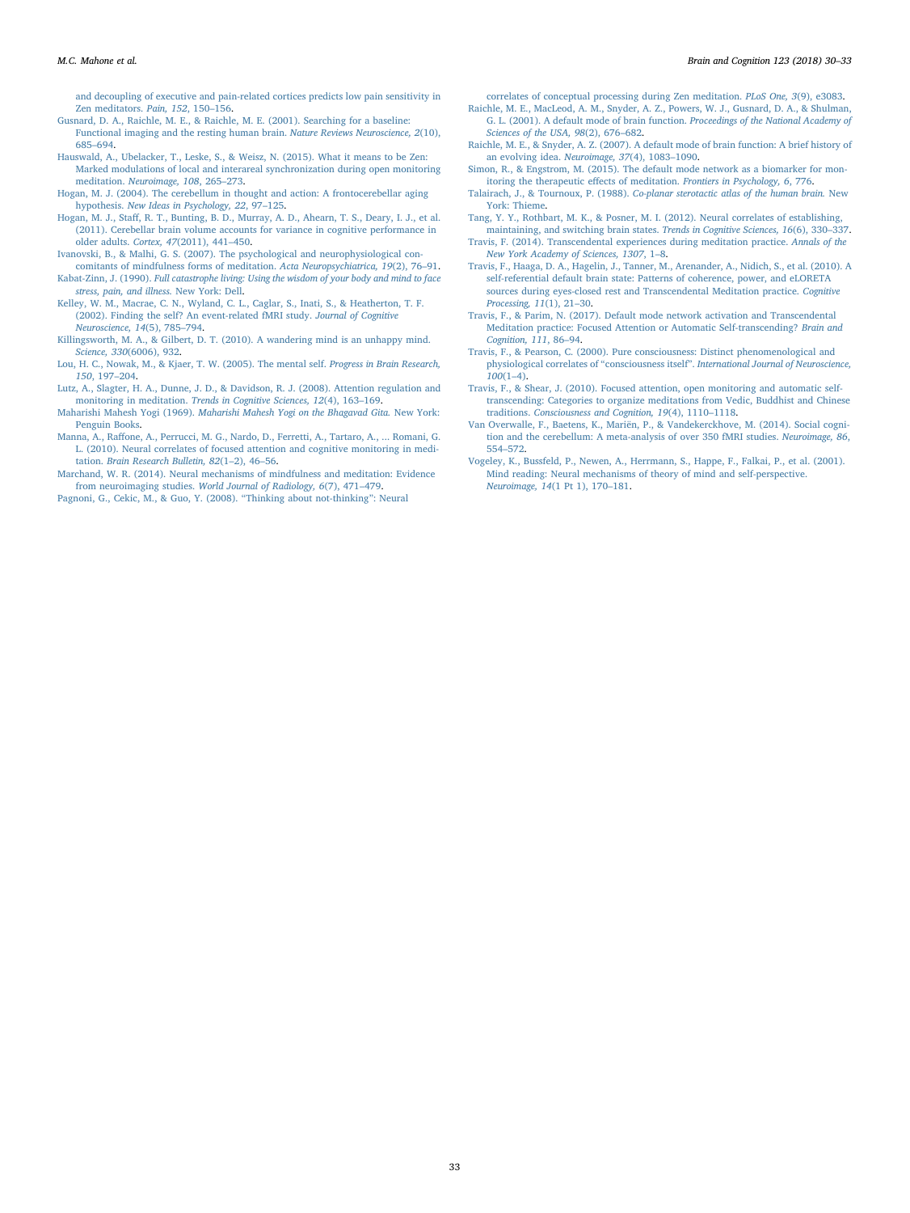and decoupling of executive and pain-related cortices predicts low pain sensitivity in Zen meditators. *Pain, 152*, 150–156.

Gusnard, D. A., Raichle, M. E., & Raichle, M. E. (2001). Searching for a baseline: Functional imaging and the resting human brain. *Nature Reviews Neuroscience, 2*(10), 685–694.

Hauswald, A., Ubelacker, T., Leske, S., & Weisz, N. (2015). What it means to be Zen: Marked modulations of local and interareal synchronization during open monitoring meditation. *Neuroimage, 108*, 265–273.

Hogan, M. J. (2004). The cerebellum in thought and action: A frontocerebellar aging hypothesis. *New Ideas in Psychology, 22*, 97–125.

Hogan, M. J., Staff, R. T., Bunting, B. D., Murray, A. D., Ahearn, T. S., Deary, I. J., et al. (2011). Cerebellar brain volume accounts for variance in cognitive performance in older adults. *Cortex, 47*(2011), 441–450.

Ivanovski, B., & Malhi, G. S. (2007). The psychological and neurophysiological concomitants of mindfulness forms of meditation. *Acta Neuropsychiatrica, 19*(2), 76–91.

Kabat-Zinn, J. (1990). *Full catastrophe living: Using the wisdom of your body and mind to face stress, pain, and illness.* New York: Dell.

Kelley, W. M., Macrae, C. N., Wyland, C. L., Caglar, S., Inati, S., & Heatherton, T. F. (2002). Finding the self? An event-related fMRI study. *Journal of Cognitive Neuroscience, 14*(5), 785–794.

Killingsworth, M. A., & Gilbert, D. T. (2010). A wandering mind is an unhappy mind. *Science, 330*(6006), 932.

Lou, H. C., Nowak, M., & Kjaer, T. W. (2005). The mental self. *Progress in Brain Research, 150*, 197–204.

Lutz, A., Slagter, H. A., Dunne, J. D., & Davidson, R. J. (2008). Attention regulation and monitoring in meditation. *Trends in Cognitive Sciences, 12*(4), 163–169.

Maharishi Mahesh Yogi (1969). *Maharishi Mahesh Yogi on the Bhagavad Gita.* New York: Penguin Books.

Manna, A., Raffone, A., Perrucci, M. G., Nardo, D., Ferretti, A., Tartaro, A., ... Romani, G. L. (2010). Neural correlates of focused attention and cognitive monitoring in meditation. *Brain Research Bulletin, 82*(1–2), 46–56.

Marchand, W. R. (2014). Neural mechanisms of mindfulness and meditation: Evidence from neuroimaging studies. *World Journal of Radiology, 6*(7), 471–479.

Pagnoni, G., Cekic, M., & Guo, Y. (2008). "Thinking about not-thinking": Neural correlates of conceptual processing during Zen meditation. *PLoS One, 3*(9), e3083.

Raichle, M. E., MacLeod, A. M., Snyder, A. Z., Powers, W. J., Gusnard, D. A., & Shulman, G. L. (2001). A default mode of brain function. *Proceedings of the National Academy of Sciences of the USA, 98*(2), 676–682.

Raichle, M. E., & Snyder, A. Z. (2007). A default mode of brain function: A brief history of an evolving idea. *Neuroimage, 37*(4), 1083–1090.

Simon, R., & Engstrom, M. (2015). The default mode network as a biomarker for monitoring the therapeutic effects of meditation. *Frontiers in Psychology, 6*, 776.

Talairach, J., & Tournoux, P. (1988). *Co-planar sterotactic atlas of the human brain.* New York: Thieme.

Tang, Y. Y., Rothbart, M. K., & Posner, M. I. (2012). Neural correlates of establishing, maintaining, and switching brain states. *Trends in Cognitive Sciences, 16*(6), 330–337.

Travis, F. (2014). Transcendental experiences during meditation practice. *Annals of the New York Academy of Sciences, 1307*, 1–8.

Travis, F., Haaga, D. A., Hagelin, J., Tanner, M., Arenander, A., Nidich, S., et al. (2010). A self-referential default brain state: Patterns of coherence, power, and eLORETA sources during eyes-closed rest and Transcendental Meditation practice. *Cognitive Processing, 11*(1), 21–30.

Travis, F., & Parim, N. (2017). Default mode network activation and Transcendental Meditation practice: Focused Attention or Automatic Self-transcending? *Brain and Cognition, 111*, 86–94.

Travis, F., & Pearson, C. (2000). Pure consciousness: Distinct phenomenological and physiological correlates of "consciousness itself". *International Journal of Neuroscience, 100*(1–4).

Travis, F., & Shear, J. (2010). Focused attention, open monitoring and automatic self-transcending: Categories to organize meditations from Vedic, Buddhist and Chinese traditions. *Consciousness and Cognition, 19*(4), 1110–1118.

Van Overwalle, F., Baetens, K., Mariën, P., & Vandekerckhove, M. (2014). Social cognition and the cerebellum: A meta-analysis of over 350 fMRI studies. *Neuroimage, 86*, 554–572.

Vogeley, K., Bussfeld, P., Newen, A., Herrmann, S., Happe, F., Falkai, P., et al. (2001). Mind reading: Neural mechanisms of theory of mind and self-perspective. *Neuroimage, 14*(1 Pt 1), 170–181.